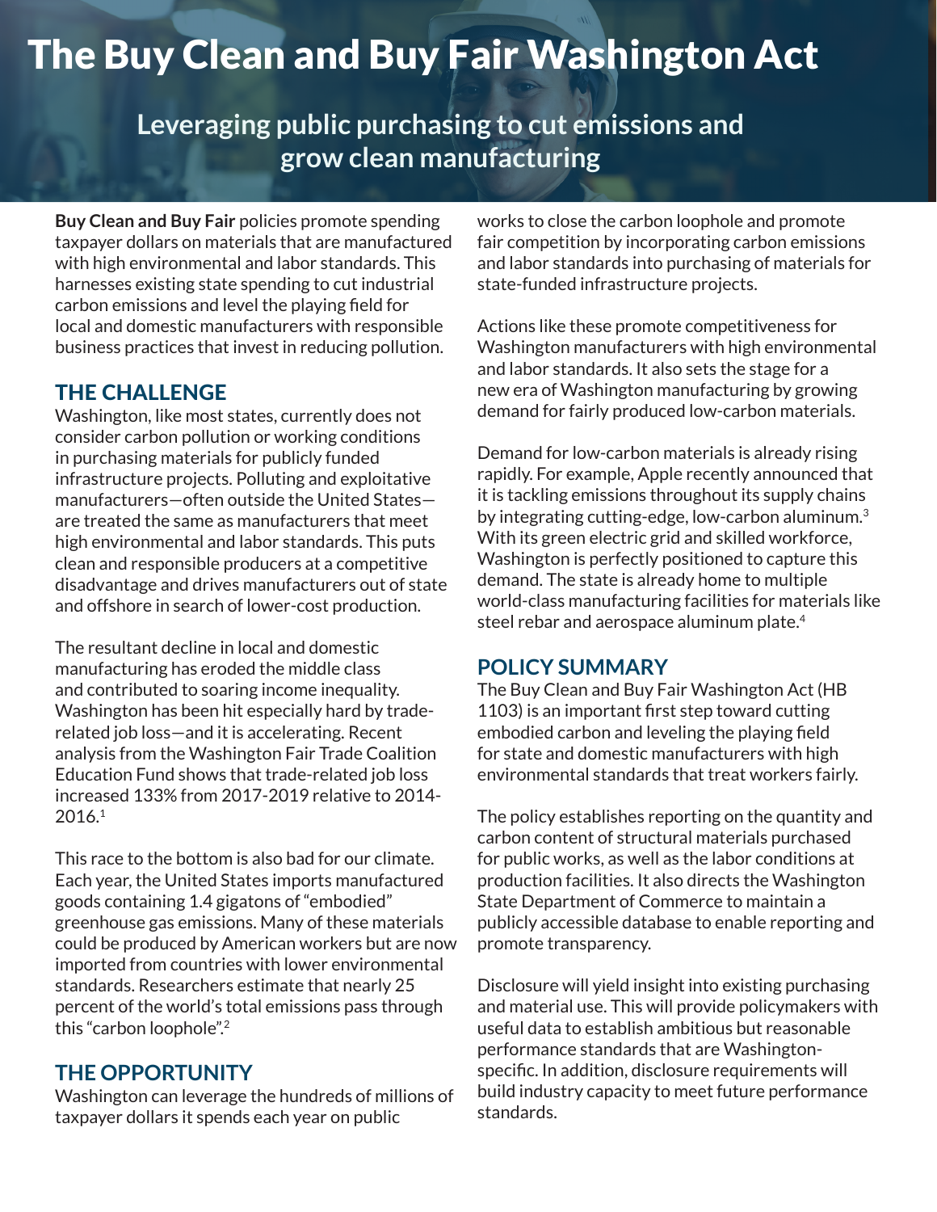# The Buy Clean and Buy Fair Washington Act

## Leveraging public purchasing to cut emissions and grow clean manufacturing

**Buy Clean and Buy Fair** policies promote spending taxpayer dollars on materials that are manufactured with high environmental and labor standards. This harnesses existing state spending to cut industrial carbon emissions and level the playing field for local and domestic manufacturers with responsible business practices that invest in reducing pollution.

### THE CHALLENGE

Washington, like most states, currently does not consider carbon pollution or working conditions in purchasing materials for publicly funded infrastructure projects. Polluting and exploitative manufacturers—often outside the United States—are treated the same as manufacturers that meet high environmental and labor standards. This puts clean and responsible producers at a competitive disadvantage and drives manufacturers out of state and offshore in search of lower-cost production.

The resultant decline in local and domestic manufacturing has eroded the middle class and contributed to soaring income inequality. Washington has been hit especially hard by trade-related job loss—and it is accelerating. Recent analysis from the Washington Fair Trade Coalition Education Fund shows that trade-related job loss increased 133% from 2017-2019 relative to 2014-2016.[1]

This race to the bottom is also bad for our climate. Each year, the United States imports manufactured goods containing 1.4 gigatons of "embodied" greenhouse gas emissions. Many of these materials could be produced by American workers but are now imported from countries with lower environmental standards. Researchers estimate that nearly 25 percent of the world's total emissions pass through this "carbon loophole".[2]

### THE OPPORTUNITY

Washington can leverage the hundreds of millions of taxpayer dollars it spends each year on public works to close the carbon loophole and promote fair competition by incorporating carbon emissions and labor standards into purchasing of materials for state-funded infrastructure projects.

Actions like these promote competitiveness for Washington manufacturers with high environmental and labor standards. It also sets the stage for a new era of Washington manufacturing by growing demand for fairly produced low-carbon materials.

Demand for low-carbon materials is already rising rapidly. For example, Apple recently announced that it is tackling emissions throughout its supply chains by integrating cutting-edge, low-carbon aluminum.[3] With its green electric grid and skilled workforce, Washington is perfectly positioned to capture this demand. The state is already home to multiple world-class manufacturing facilities for materials like steel rebar and aerospace aluminum plate.[4]

### POLICY SUMMARY

The Buy Clean and Buy Fair Washington Act (HB 1103) is an important first step toward cutting embodied carbon and leveling the playing field for state and domestic manufacturers with high environmental standards that treat workers fairly.

The policy establishes reporting on the quantity and carbon content of structural materials purchased for public works, as well as the labor conditions at production facilities. It also directs the Washington State Department of Commerce to maintain a publicly accessible database to enable reporting and promote transparency.

Disclosure will yield insight into existing purchasing and material use. This will provide policymakers with useful data to establish ambitious but reasonable performance standards that are Washington-specific. In addition, disclosure requirements will build industry capacity to meet future performance standards.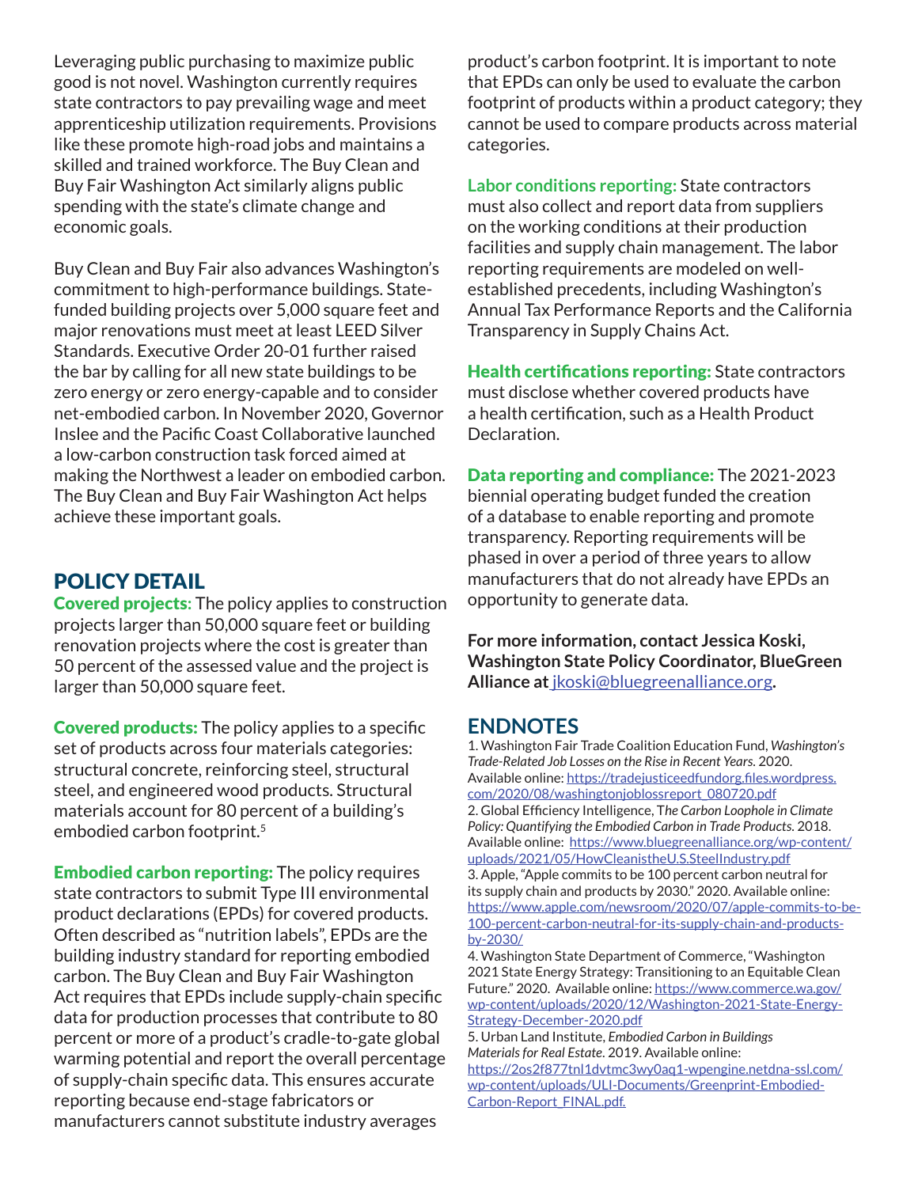Leveraging public purchasing to maximize public good is not novel. Washington currently requires state contractors to pay prevailing wage and meet apprenticeship utilization requirements. Provisions like these promote high-road jobs and maintains a skilled and trained workforce. The Buy Clean and Buy Fair Washington Act similarly aligns public spending with the state's climate change and economic goals.

Buy Clean and Buy Fair also advances Washington's commitment to high-performance buildings. State-funded building projects over 5,000 square feet and major renovations must meet at least LEED Silver Standards. Executive Order 20-01 further raised the bar by calling for all new state buildings to be zero energy or zero energy-capable and to consider net-embodied carbon. In November 2020, Governor Inslee and the Pacific Coast Collaborative launched a low-carbon construction task forced aimed at making the Northwest a leader on embodied carbon. The Buy Clean and Buy Fair Washington Act helps achieve these important goals.

## POLICY DETAIL

**Covered projects:** The policy applies to construction projects larger than 50,000 square feet or building renovation projects where the cost is greater than 50 percent of the assessed value and the project is larger than 50,000 square feet.

**Covered products:** The policy applies to a specific set of products across four materials categories: structural concrete, reinforcing steel, structural steel, and engineered wood products. Structural materials account for 80 percent of a building's embodied carbon footprint.[5]

**Embodied carbon reporting:** The policy requires state contractors to submit Type III environmental product declarations (EPDs) for covered products. Often described as "nutrition labels", EPDs are the building industry standard for reporting embodied carbon. The Buy Clean and Buy Fair Washington Act requires that EPDs include supply-chain specific data for production processes that contribute to 80 percent or more of a product's cradle-to-gate global warming potential and report the overall percentage of supply-chain specific data. This ensures accurate reporting because end-stage fabricators or manufacturers cannot substitute industry averages product's carbon footprint. It is important to note that EPDs can only be used to evaluate the carbon footprint of products within a product category; they cannot be used to compare products across material categories.

**Labor conditions reporting:** State contractors must also collect and report data from suppliers on the working conditions at their production facilities and supply chain management. The labor reporting requirements are modeled on well-established precedents, including Washington's Annual Tax Performance Reports and the California Transparency in Supply Chains Act.

**Health certifications reporting:** State contractors must disclose whether covered products have a health certification, such as a Health Product Declaration.

**Data reporting and compliance:** The 2021-2023 biennial operating budget funded the creation of a database to enable reporting and promote transparency. Reporting requirements will be phased in over a period of three years to allow manufacturers that do not already have EPDs an opportunity to generate data.

**For more information, contact Jessica Koski, Washington State Policy Coordinator, BlueGreen Alliance at jkoski@bluegreenalliance.org.**

## ENDNOTES

1. Washington Fair Trade Coalition Education Fund, *Washington's Trade-Related Job Losses on the Rise in Recent Years*. 2020. Available online: https://tradejusticeedfundorg.files.wordpress.com/2020/08/washingtonjoblossreport_080720.pdf
2. Global Efficiency Intelligence, T*he Carbon Loophole in Climate Policy: Quantifying the Embodied Carbon in Trade Products*. 2018. Available online: https://www.bluegreenalliance.org/wp-content/uploads/2021/05/HowCleanistheU.S.SteelIndustry.pdf
3. Apple, "Apple commits to be 100 percent carbon neutral for its supply chain and products by 2030." 2020. Available online: https://www.apple.com/newsroom/2020/07/apple-commits-to-be-100-percent-carbon-neutral-for-its-supply-chain-and-products-by-2030/
4. Washington State Department of Commerce, "Washington 2021 State Energy Strategy: Transitioning to an Equitable Clean Future." 2020. Available online: https://www.commerce.wa.gov/wp-content/uploads/2020/12/Washington-2021-State-Energy-Strategy-December-2020.pdf
5. Urban Land Institute, *Embodied Carbon in Buildings Materials for Real Estate*. 2019. Available online: https://2os2f877tnl1dvtmc3wy0aq1-wpengine.netdna-ssl.com/wp-content/uploads/ULI-Documents/Greenprint-Embodied-Carbon-Report_FINAL.pdf.